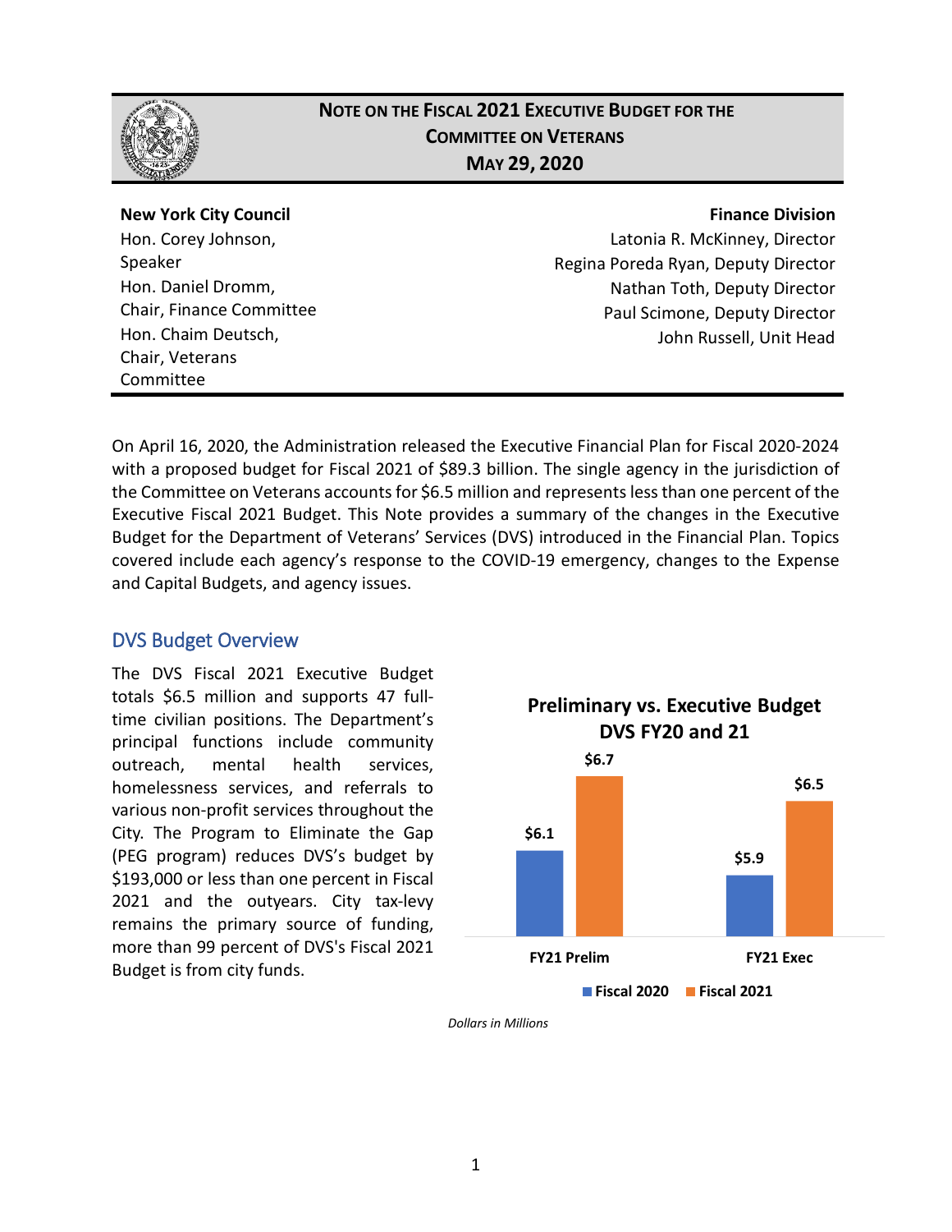# NOTE ON THE FISCAL 2021 EXECUTIVE BUDGET FOR THE COMMITTEE ON VETERANS

**MAY 29, 2020**

**New York City Council**
Hon. Corey Johnson, Speaker
Hon. Daniel Dromm, Chair, Finance Committee
Hon. Chaim Deutsch, Chair, Veterans Committee

**Finance Division**
Latonia R. McKinney, Director
Regina Poreda Ryan, Deputy Director
Nathan Toth, Deputy Director
Paul Scimone, Deputy Director
John Russell, Unit Head

On April 16, 2020, the Administration released the Executive Financial Plan for Fiscal 2020-2024 with a proposed budget for Fiscal 2021 of $89.3 billion. The single agency in the jurisdiction of the Committee on Veterans accounts for $6.5 million and represents less than one percent of the Executive Fiscal 2021 Budget. This Note provides a summary of the changes in the Executive Budget for the Department of Veterans' Services (DVS) introduced in the Financial Plan. Topics covered include each agency's response to the COVID-19 emergency, changes to the Expense and Capital Budgets, and agency issues.

## DVS Budget Overview

The DVS Fiscal 2021 Executive Budget totals $6.5 million and supports 47 full-time civilian positions. The Department's principal functions include community outreach, mental health services, homelessness services, and referrals to various non-profit services throughout the City. The Program to Eliminate the Gap (PEG program) reduces DVS's budget by $193,000 or less than one percent in Fiscal 2021 and the outyears. City tax-levy remains the primary source of funding, more than 99 percent of DVS's Fiscal 2021 Budget is from city funds.

**Preliminary vs. Executive Budget DVS FY20 and 21**

| | Fiscal 2020 | Fiscal 2021 |
|---|---|---|
| FY21 Prelim | $6.1 | $6.7 |
| FY21 Exec | $5.9 | $6.5 |

*Dollars in Millions*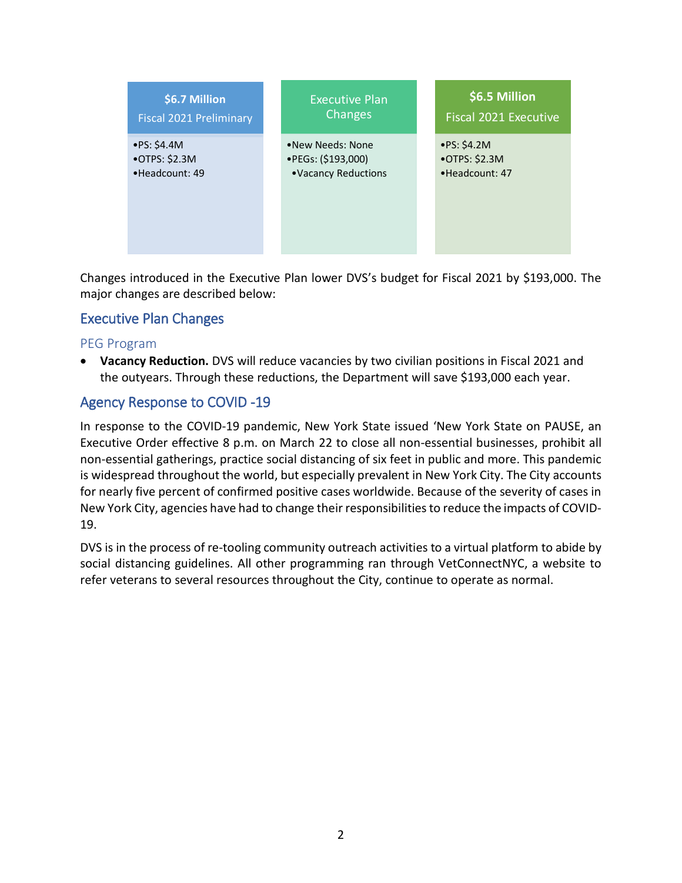| $6.7 Million Fiscal 2021 Preliminary | Executive Plan Changes | $6.5 Million Fiscal 2021 Executive |
|---|---|---|
| •PS: $4.4M<br>•OTPS: $2.3M<br>•Headcount: 49 | •New Needs: None<br>•PEGs: ($193,000)<br>•Vacancy Reductions | •PS: $4.2M<br>•OTPS: $2.3M<br>•Headcount: 47 |

Changes introduced in the Executive Plan lower DVS's budget for Fiscal 2021 by $193,000. The major changes are described below:

## Executive Plan Changes

### PEG Program

- **Vacancy Reduction.** DVS will reduce vacancies by two civilian positions in Fiscal 2021 and the outyears. Through these reductions, the Department will save $193,000 each year.

## Agency Response to COVID -19

In response to the COVID-19 pandemic, New York State issued 'New York State on PAUSE, an Executive Order effective 8 p.m. on March 22 to close all non-essential businesses, prohibit all non-essential gatherings, practice social distancing of six feet in public and more. This pandemic is widespread throughout the world, but especially prevalent in New York City. The City accounts for nearly five percent of confirmed positive cases worldwide. Because of the severity of cases in New York City, agencies have had to change their responsibilities to reduce the impacts of COVID-19.

DVS is in the process of re-tooling community outreach activities to a virtual platform to abide by social distancing guidelines. All other programming ran through VetConnectNYC, a website to refer veterans to several resources throughout the City, continue to operate as normal.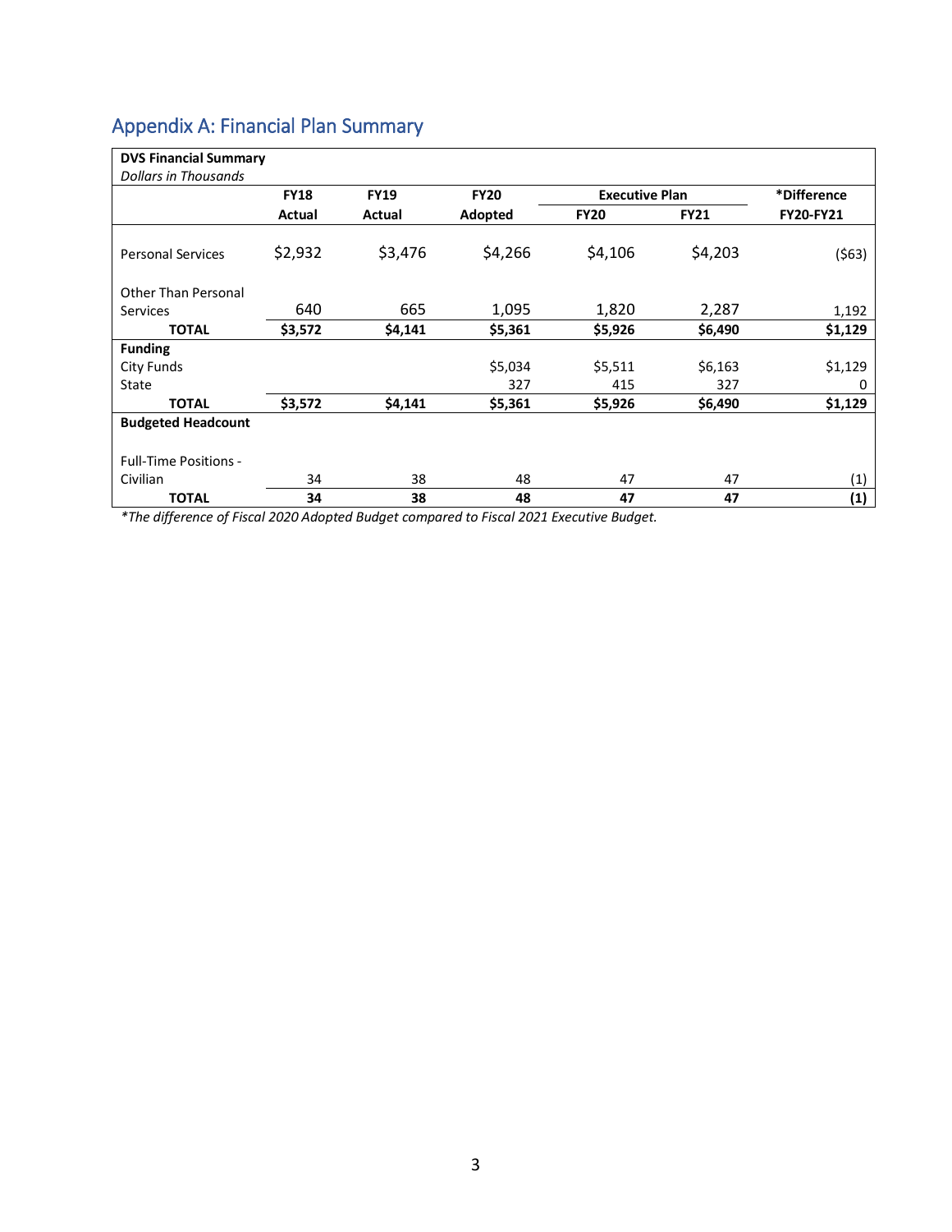## Appendix A: Financial Plan Summary

| DVS Financial Summary *Dollars in Thousands* | | | | | | |
|---|---|---|---|---|---|---|
| | FY18 | FY19 | FY20 | Executive Plan | | *Difference |
| | Actual | Actual | Adopted | FY20 | FY21 | FY20-FY21 |
| Personal Services | $2,932 | $3,476 | $4,266 | $4,106 | $4,203 | ($63) |
| Other Than Personal Services | 640 | 665 | 1,095 | 1,820 | 2,287 | 1,192 |
| **TOTAL** | **$3,572** | **$4,141** | **$5,361** | **$5,926** | **$6,490** | **$1,129** |
| **Funding** | | | | | | |
| City Funds | | | $5,034 | $5,511 | $6,163 | $1,129 |
| State | | | 327 | 415 | 327 | 0 |
| **TOTAL** | **$3,572** | **$4,141** | **$5,361** | **$5,926** | **$6,490** | **$1,129** |
| **Budgeted Headcount** | | | | | | |
| Full-Time Positions - Civilian | 34 | 38 | 48 | 47 | 47 | (1) |
| **TOTAL** | **34** | **38** | **48** | **47** | **47** | **(1)** |

*\*The difference of Fiscal 2020 Adopted Budget compared to Fiscal 2021 Executive Budget.*